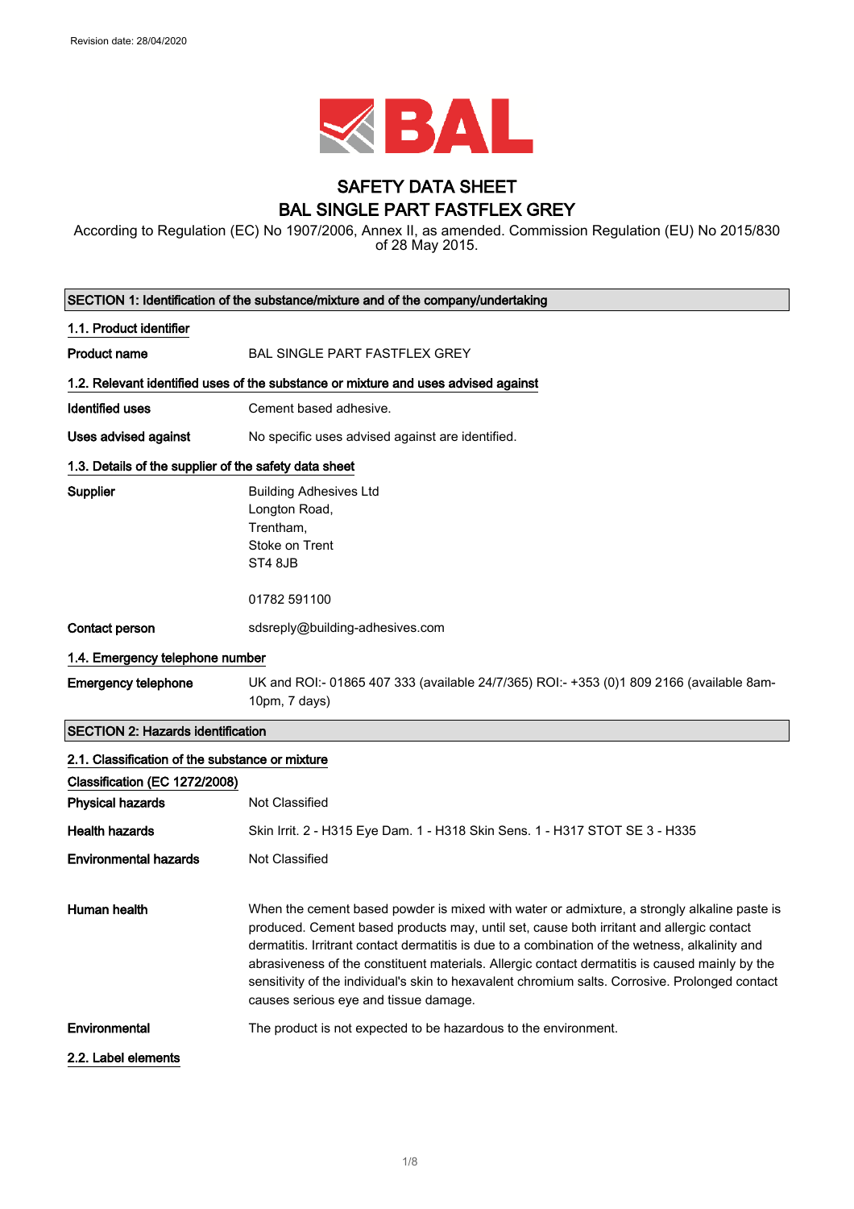Revision date: 28/04/2020

# SAFETY DATA SHEET
# BAL SINGLE PART FASTFLEX GREY

According to Regulation (EC) No 1907/2006, Annex II, as amended. Commission Regulation (EU) No 2015/830 of 28 May 2015.

## SECTION 1: Identification of the substance/mixture and of the company/undertaking

### 1.1. Product identifier

**Product name** BAL SINGLE PART FASTFLEX GREY

### 1.2. Relevant identified uses of the substance or mixture and uses advised against

**Identified uses** Cement based adhesive.

**Uses advised against** No specific uses advised against are identified.

### 1.3. Details of the supplier of the safety data sheet

**Supplier** Building Adhesives Ltd
Longton Road,
Trentham,
Stoke on Trent
ST4 8JB

01782 591100

**Contact person** sdsreply@building-adhesives.com

### 1.4. Emergency telephone number

**Emergency telephone** UK and ROI:- 01865 407 333 (available 24/7/365) ROI:- +353 (0)1 809 2166 (available 8am-10pm, 7 days)

## SECTION 2: Hazards identification

### 2.1. Classification of the substance or mixture

**Classification (EC 1272/2008)**

**Physical hazards** Not Classified

**Health hazards** Skin Irrit. 2 - H315 Eye Dam. 1 - H318 Skin Sens. 1 - H317 STOT SE 3 - H335

**Environmental hazards** Not Classified

**Human health** When the cement based powder is mixed with water or admixture, a strongly alkaline paste is produced. Cement based products may, until set, cause both irritant and allergic contact dermatitis. Irritrant contact dermatitis is due to a combination of the wetness, alkalinity and abrasiveness of the constituent materials. Allergic contact dermatitis is caused mainly by the sensitivity of the individual's skin to hexavalent chromium salts. Corrosive. Prolonged contact causes serious eye and tissue damage.

**Environmental** The product is not expected to be hazardous to the environment.

### 2.2. Label elements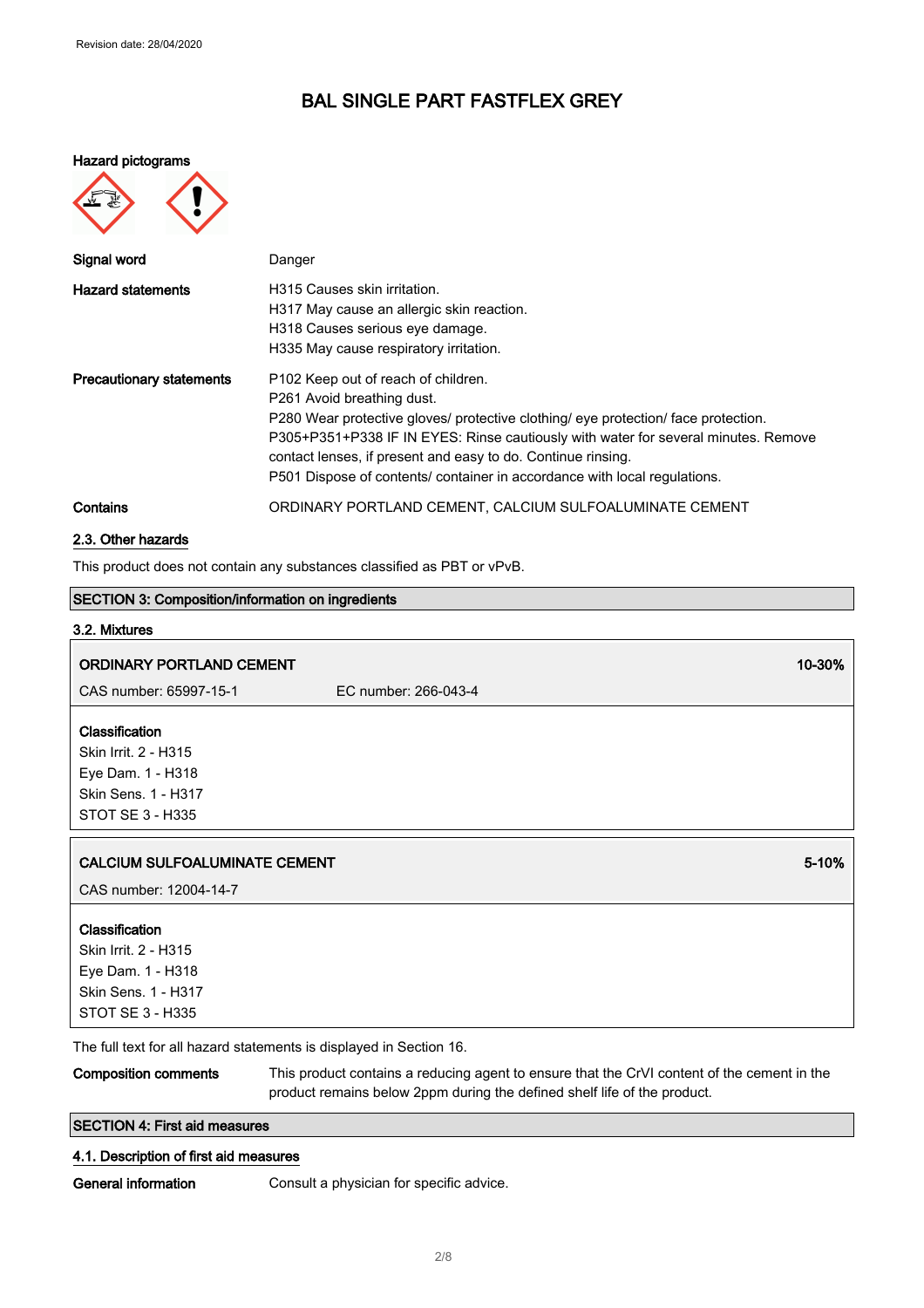Revision date: 28/04/2020

# BAL SINGLE PART FASTFLEX GREY

**Hazard pictograms**

**Signal word** Danger

**Hazard statements**
H315 Causes skin irritation.
H317 May cause an allergic skin reaction.
H318 Causes serious eye damage.
H335 May cause respiratory irritation.

**Precautionary statements**
P102 Keep out of reach of children.
P261 Avoid breathing dust.
P280 Wear protective gloves/ protective clothing/ eye protection/ face protection.
P305+P351+P338 IF IN EYES: Rinse cautiously with water for several minutes. Remove contact lenses, if present and easy to do. Continue rinsing.
P501 Dispose of contents/ container in accordance with local regulations.

**Contains** ORDINARY PORTLAND CEMENT, CALCIUM SULFOALUMINATE CEMENT

## 2.3. Other hazards

This product does not contain any substances classified as PBT or vPvB.

## SECTION 3: Composition/information on ingredients

### 3.2. Mixtures

| ORDINARY PORTLAND CEMENT | | 10-30% |
|---|---|---|
| CAS number: 65997-15-1 | EC number: 266-043-4 | |

**Classification**
Skin Irrit. 2 - H315
Eye Dam. 1 - H318
Skin Sens. 1 - H317
STOT SE 3 - H335

| CALCIUM SULFOALUMINATE CEMENT | 5-10% |
|---|---|
| CAS number: 12004-14-7 | |

**Classification**
Skin Irrit. 2 - H315
Eye Dam. 1 - H318
Skin Sens. 1 - H317
STOT SE 3 - H335

The full text for all hazard statements is displayed in Section 16.

**Composition comments** This product contains a reducing agent to ensure that the CrVI content of the cement in the product remains below 2ppm during the defined shelf life of the product.

## SECTION 4: First aid measures

### 4.1. Description of first aid measures

**General information** Consult a physician for specific advice.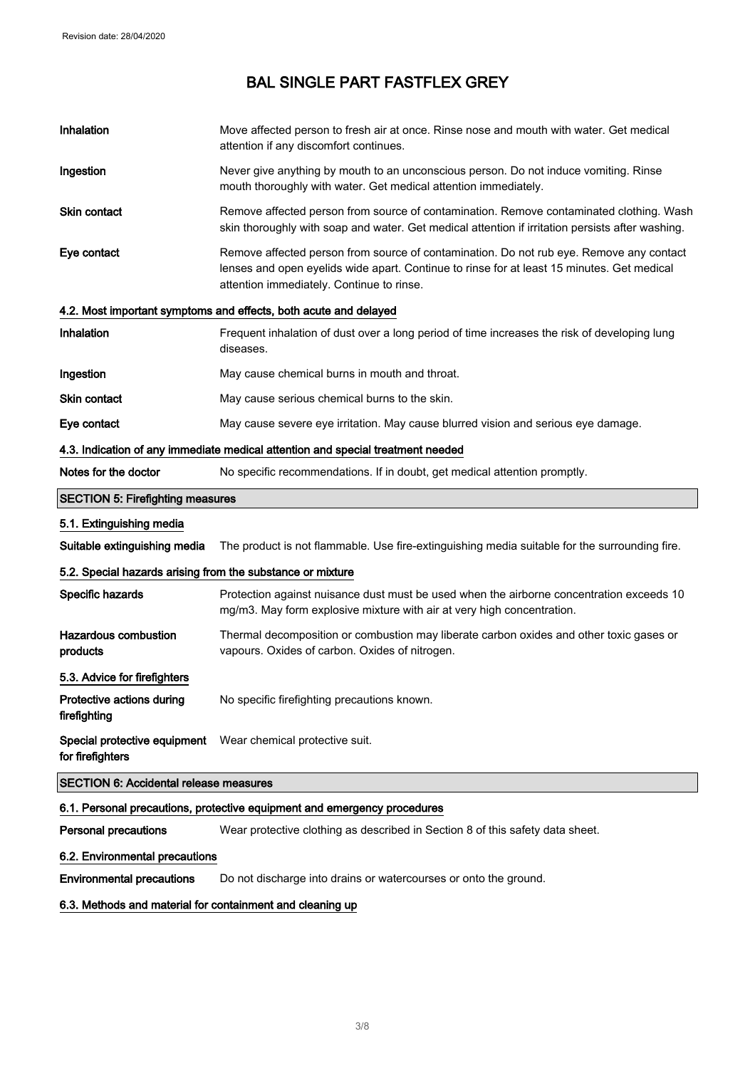| | |
|---|---|
| **Inhalation** | Move affected person to fresh air at once. Rinse nose and mouth with water. Get medical attention if any discomfort continues. |
| **Ingestion** | Never give anything by mouth to an unconscious person. Do not induce vomiting. Rinse mouth thoroughly with water. Get medical attention immediately. |
| **Skin contact** | Remove affected person from source of contamination. Remove contaminated clothing. Wash skin thoroughly with soap and water. Get medical attention if irritation persists after washing. |
| **Eye contact** | Remove affected person from source of contamination. Do not rub eye. Remove any contact lenses and open eyelids wide apart. Continue to rinse for at least 15 minutes. Get medical attention immediately. Continue to rinse. |

### 4.2. Most important symptoms and effects, both acute and delayed

| | |
|---|---|
| **Inhalation** | Frequent inhalation of dust over a long period of time increases the risk of developing lung diseases. |
| **Ingestion** | May cause chemical burns in mouth and throat. |
| **Skin contact** | May cause serious chemical burns to the skin. |
| **Eye contact** | May cause severe eye irritation. May cause blurred vision and serious eye damage. |

### 4.3. Indication of any immediate medical attention and special treatment needed

| | |
|---|---|
| **Notes for the doctor** | No specific recommendations. If in doubt, get medical attention promptly. |

## SECTION 5: Firefighting measures

### 5.1. Extinguishing media

| | |
|---|---|
| **Suitable extinguishing media** | The product is not flammable. Use fire-extinguishing media suitable for the surrounding fire. |

### 5.2. Special hazards arising from the substance or mixture

| | |
|---|---|
| **Specific hazards** | Protection against nuisance dust must be used when the airborne concentration exceeds 10 mg/m3. May form explosive mixture with air at very high concentration. |
| **Hazardous combustion products** | Thermal decomposition or combustion may liberate carbon oxides and other toxic gases or vapours. Oxides of carbon. Oxides of nitrogen. |

### 5.3. Advice for firefighters

| | |
|---|---|
| **Protective actions during firefighting** | No specific firefighting precautions known. |
| **Special protective equipment for firefighters** | Wear chemical protective suit. |

## SECTION 6: Accidental release measures

### 6.1. Personal precautions, protective equipment and emergency procedures

| | |
|---|---|
| **Personal precautions** | Wear protective clothing as described in Section 8 of this safety data sheet. |

### 6.2. Environmental precautions

| | |
|---|---|
| **Environmental precautions** | Do not discharge into drains or watercourses or onto the ground. |

### 6.3. Methods and material for containment and cleaning up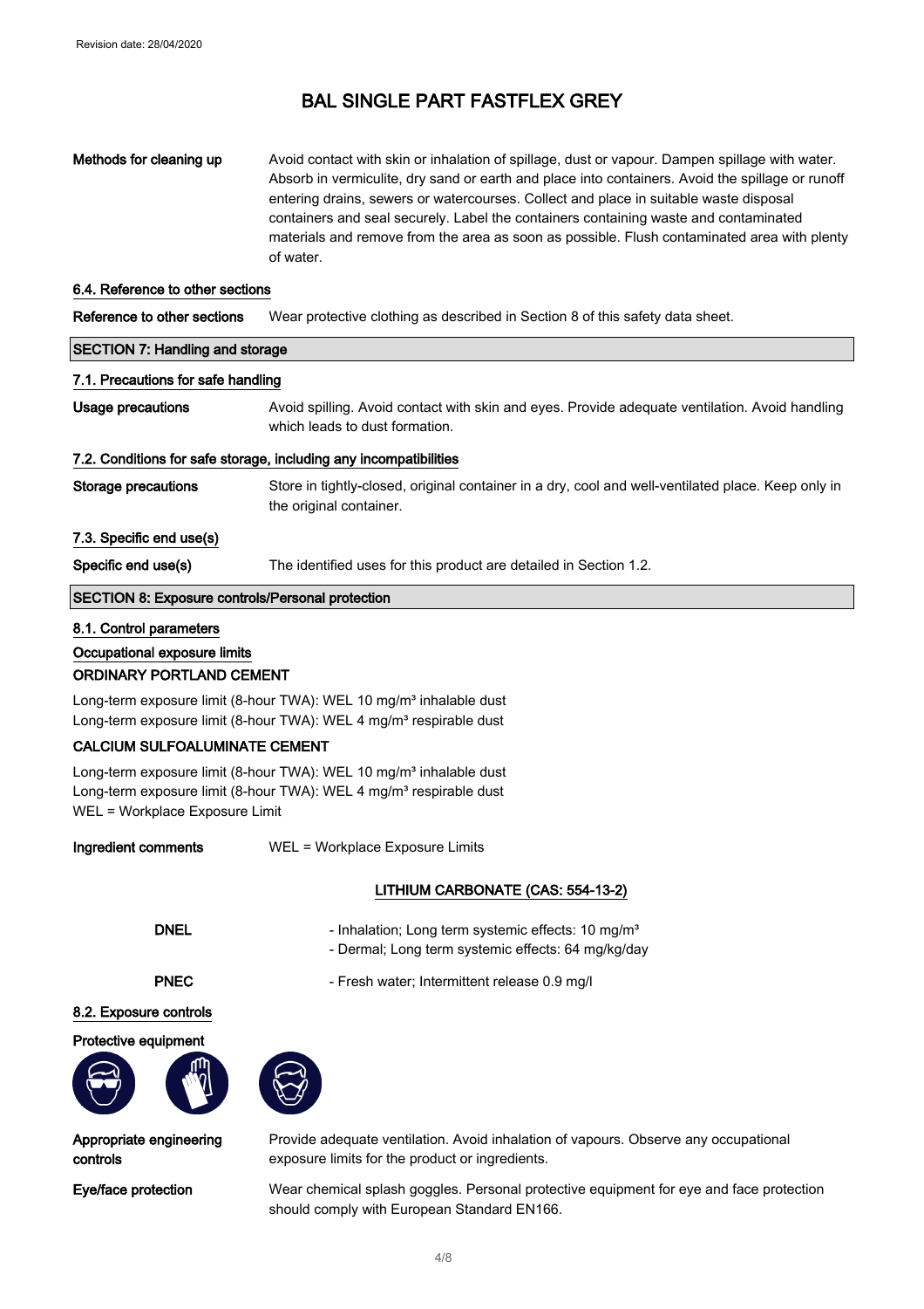Revision date: 28/04/2020

# BAL SINGLE PART FASTFLEX GREY

**Methods for cleaning up** Avoid contact with skin or inhalation of spillage, dust or vapour. Dampen spillage with water. Absorb in vermiculite, dry sand or earth and place into containers. Avoid the spillage or runoff entering drains, sewers or watercourses. Collect and place in suitable waste disposal containers and seal securely. Label the containers containing waste and contaminated materials and remove from the area as soon as possible. Flush contaminated area with plenty of water.

### 6.4. Reference to other sections

**Reference to other sections** Wear protective clothing as described in Section 8 of this safety data sheet.

## SECTION 7: Handling and storage

### 7.1. Precautions for safe handling

**Usage precautions** Avoid spilling. Avoid contact with skin and eyes. Provide adequate ventilation. Avoid handling which leads to dust formation.

### 7.2. Conditions for safe storage, including any incompatibilities

**Storage precautions** Store in tightly-closed, original container in a dry, cool and well-ventilated place. Keep only in the original container.

### 7.3. Specific end use(s)

**Specific end use(s)** The identified uses for this product are detailed in Section 1.2.

## SECTION 8: Exposure controls/Personal protection

### 8.1. Control parameters

**Occupational exposure limits**

**ORDINARY PORTLAND CEMENT**

Long-term exposure limit (8-hour TWA): WEL 10 mg/m³ inhalable dust
Long-term exposure limit (8-hour TWA): WEL 4 mg/m³ respirable dust

**CALCIUM SULFOALUMINATE CEMENT**

Long-term exposure limit (8-hour TWA): WEL 10 mg/m³ inhalable dust
Long-term exposure limit (8-hour TWA): WEL 4 mg/m³ respirable dust
WEL = Workplace Exposure Limit

**Ingredient comments** WEL = Workplace Exposure Limits

**LITHIUM CARBONATE (CAS: 554-13-2)**

**DNEL**
- Inhalation; Long term systemic effects: 10 mg/m³
- Dermal; Long term systemic effects: 64 mg/kg/day

**PNEC**
- Fresh water; Intermittent release 0.9 mg/l

### 8.2. Exposure controls

**Protective equipment**

**Appropriate engineering controls** Provide adequate ventilation. Avoid inhalation of vapours. Observe any occupational exposure limits for the product or ingredients.

**Eye/face protection** Wear chemical splash goggles. Personal protective equipment for eye and face protection should comply with European Standard EN166.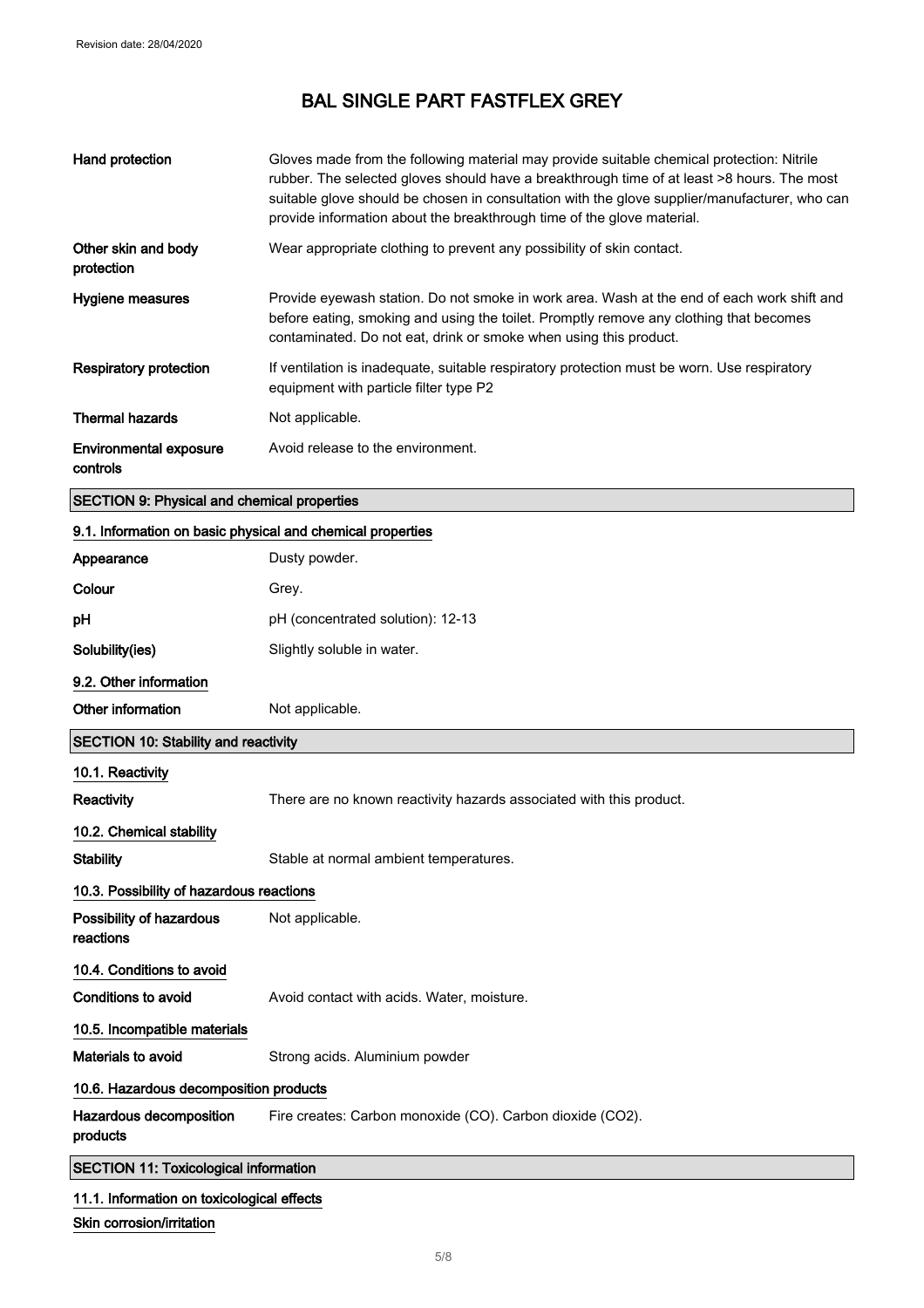| | |
|---|---|
| **Hand protection** | Gloves made from the following material may provide suitable chemical protection: Nitrile rubber. The selected gloves should have a breakthrough time of at least >8 hours. The most suitable glove should be chosen in consultation with the glove supplier/manufacturer, who can provide information about the breakthrough time of the glove material. |
| **Other skin and body protection** | Wear appropriate clothing to prevent any possibility of skin contact. |
| **Hygiene measures** | Provide eyewash station. Do not smoke in work area. Wash at the end of each work shift and before eating, smoking and using the toilet. Promptly remove any clothing that becomes contaminated. Do not eat, drink or smoke when using this product. |
| **Respiratory protection** | If ventilation is inadequate, suitable respiratory protection must be worn. Use respiratory equipment with particle filter type P2 |
| **Thermal hazards** | Not applicable. |
| **Environmental exposure controls** | Avoid release to the environment. |

## SECTION 9: Physical and chemical properties

### 9.1. Information on basic physical and chemical properties

| | |
|---|---|
| **Appearance** | Dusty powder. |
| **Colour** | Grey. |
| **pH** | pH (concentrated solution): 12-13 |
| **Solubility(ies)** | Slightly soluble in water. |

### 9.2. Other information

| | |
|---|---|
| **Other information** | Not applicable. |

## SECTION 10: Stability and reactivity

### 10.1. Reactivity

| | |
|---|---|
| **Reactivity** | There are no known reactivity hazards associated with this product. |

### 10.2. Chemical stability

| | |
|---|---|
| **Stability** | Stable at normal ambient temperatures. |

### 10.3. Possibility of hazardous reactions

| | |
|---|---|
| **Possibility of hazardous reactions** | Not applicable. |

### 10.4. Conditions to avoid

| | |
|---|---|
| **Conditions to avoid** | Avoid contact with acids. Water, moisture. |

### 10.5. Incompatible materials

| | |
|---|---|
| **Materials to avoid** | Strong acids. Aluminium powder |

### 10.6. Hazardous decomposition products

| | |
|---|---|
| **Hazardous decomposition products** | Fire creates: Carbon monoxide (CO). Carbon dioxide ($CO_2$). |

## SECTION 11: Toxicological information

### 11.1. Information on toxicological effects

**Skin corrosion/irritation**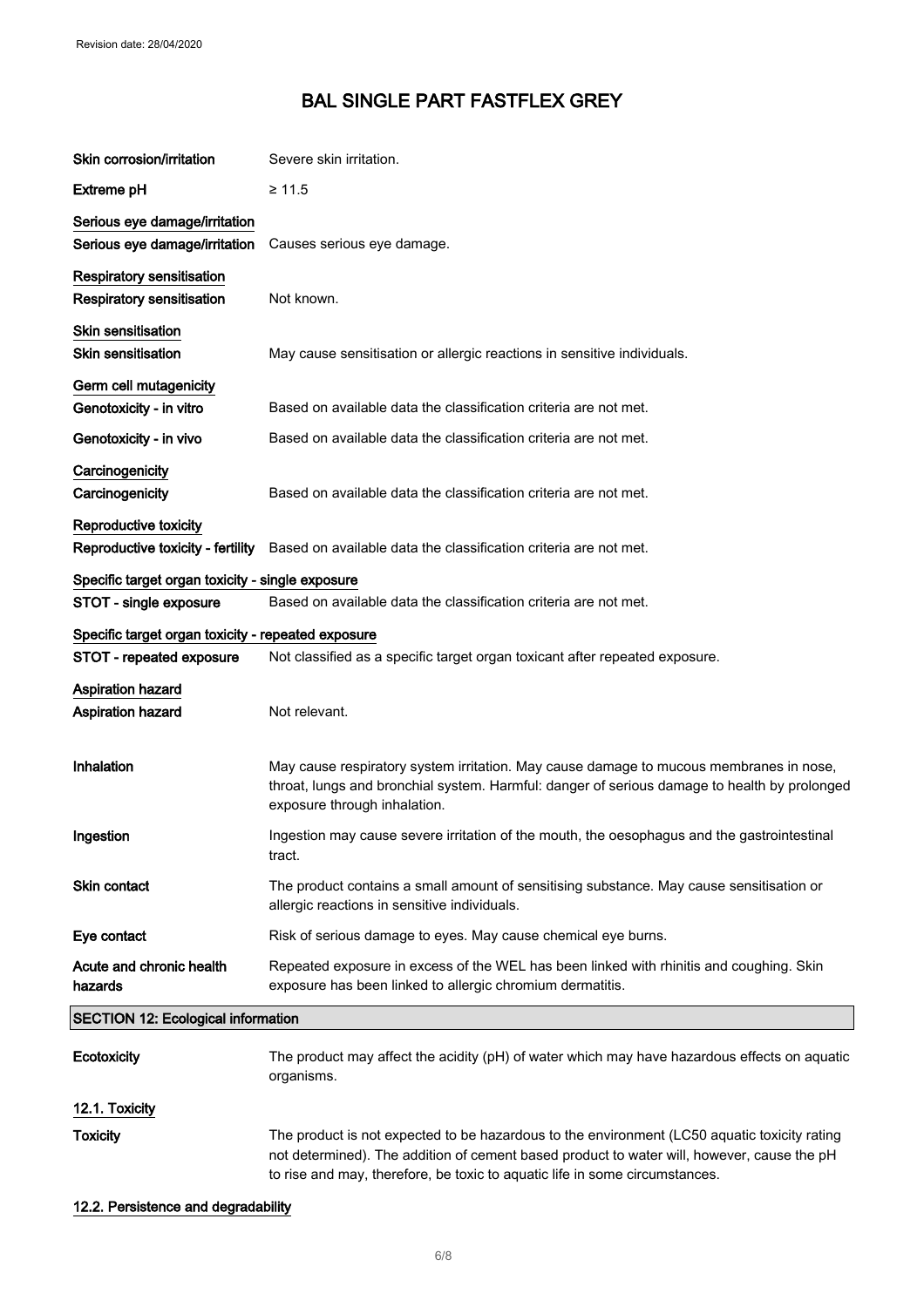# BAL SINGLE PART FASTFLEX GREY

| | |
|---|---|
| **Skin corrosion/irritation** | Severe skin irritation. |
| **Extreme pH** | ≥ 11.5 |

**Serious eye damage/irritation**

| | |
|---|---|
| **Serious eye damage/irritation** | Causes serious eye damage. |

**Respiratory sensitisation**

| | |
|---|---|
| **Respiratory sensitisation** | Not known. |

**Skin sensitisation**

| | |
|---|---|
| **Skin sensitisation** | May cause sensitisation or allergic reactions in sensitive individuals. |

**Germ cell mutagenicity**

| | |
|---|---|
| **Genotoxicity - in vitro** | Based on available data the classification criteria are not met. |
| **Genotoxicity - in vivo** | Based on available data the classification criteria are not met. |

**Carcinogenicity**

| | |
|---|---|
| **Carcinogenicity** | Based on available data the classification criteria are not met. |

**Reproductive toxicity**

| | |
|---|---|
| **Reproductive toxicity - fertility** | Based on available data the classification criteria are not met. |

**Specific target organ toxicity - single exposure**

| | |
|---|---|
| **STOT - single exposure** | Based on available data the classification criteria are not met. |

**Specific target organ toxicity - repeated exposure**

| | |
|---|---|
| **STOT - repeated exposure** | Not classified as a specific target organ toxicant after repeated exposure. |

**Aspiration hazard**

| | |
|---|---|
| **Aspiration hazard** | Not relevant. |
| **Inhalation** | May cause respiratory system irritation. May cause damage to mucous membranes in nose, throat, lungs and bronchial system. Harmful: danger of serious damage to health by prolonged exposure through inhalation. |
| **Ingestion** | Ingestion may cause severe irritation of the mouth, the oesophagus and the gastrointestinal tract. |
| **Skin contact** | The product contains a small amount of sensitising substance. May cause sensitisation or allergic reactions in sensitive individuals. |
| **Eye contact** | Risk of serious damage to eyes. May cause chemical eye burns. |
| **Acute and chronic health hazards** | Repeated exposure in excess of the WEL has been linked with rhinitis and coughing. Skin exposure has been linked to allergic chromium dermatitis. |

## SECTION 12: Ecological information

| | |
|---|---|
| **Ecotoxicity** | The product may affect the acidity (pH) of water which may have hazardous effects on aquatic organisms. |

### 12.1. Toxicity

| | |
|---|---|
| **Toxicity** | The product is not expected to be hazardous to the environment (LC50 aquatic toxicity rating not determined). The addition of cement based product to water will, however, cause the pH to rise and may, therefore, be toxic to aquatic life in some circumstances. |

### 12.2. Persistence and degradability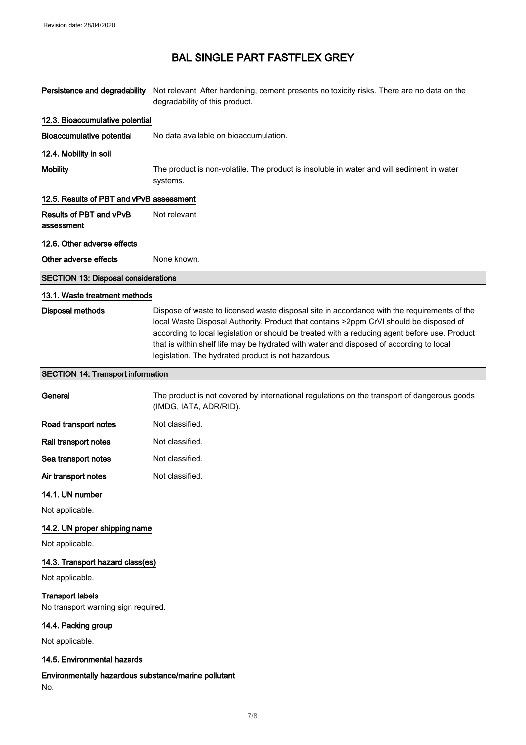**Persistence and degradability** Not relevant. After hardening, cement presents no toxicity risks. There are no data on the degradability of this product.

### 12.3. Bioaccumulative potential

**Bioaccumulative potential** No data available on bioaccumulation.

### 12.4. Mobility in soil

**Mobility** The product is non-volatile. The product is insoluble in water and will sediment in water systems.

### 12.5. Results of PBT and vPvB assessment

**Results of PBT and vPvB assessment** Not relevant.

### 12.6. Other adverse effects

**Other adverse effects** None known.

## SECTION 13: Disposal considerations

### 13.1. Waste treatment methods

**Disposal methods** Dispose of waste to licensed waste disposal site in accordance with the requirements of the local Waste Disposal Authority. Product that contains >2ppm CrVI should be disposed of according to local legislation or should be treated with a reducing agent before use. Product that is within shelf life may be hydrated with water and disposed of according to local legislation. The hydrated product is not hazardous.

## SECTION 14: Transport information

**General** The product is not covered by international regulations on the transport of dangerous goods (IMDG, IATA, ADR/RID).

**Road transport notes** Not classified.

**Rail transport notes** Not classified.

**Sea transport notes** Not classified.

**Air transport notes** Not classified.

### 14.1. UN number

Not applicable.

### 14.2. UN proper shipping name

Not applicable.

### 14.3. Transport hazard class(es)

Not applicable.

**Transport labels**

No transport warning sign required.

### 14.4. Packing group

Not applicable.

### 14.5. Environmental hazards

**Environmentally hazardous substance/marine pollutant**

No.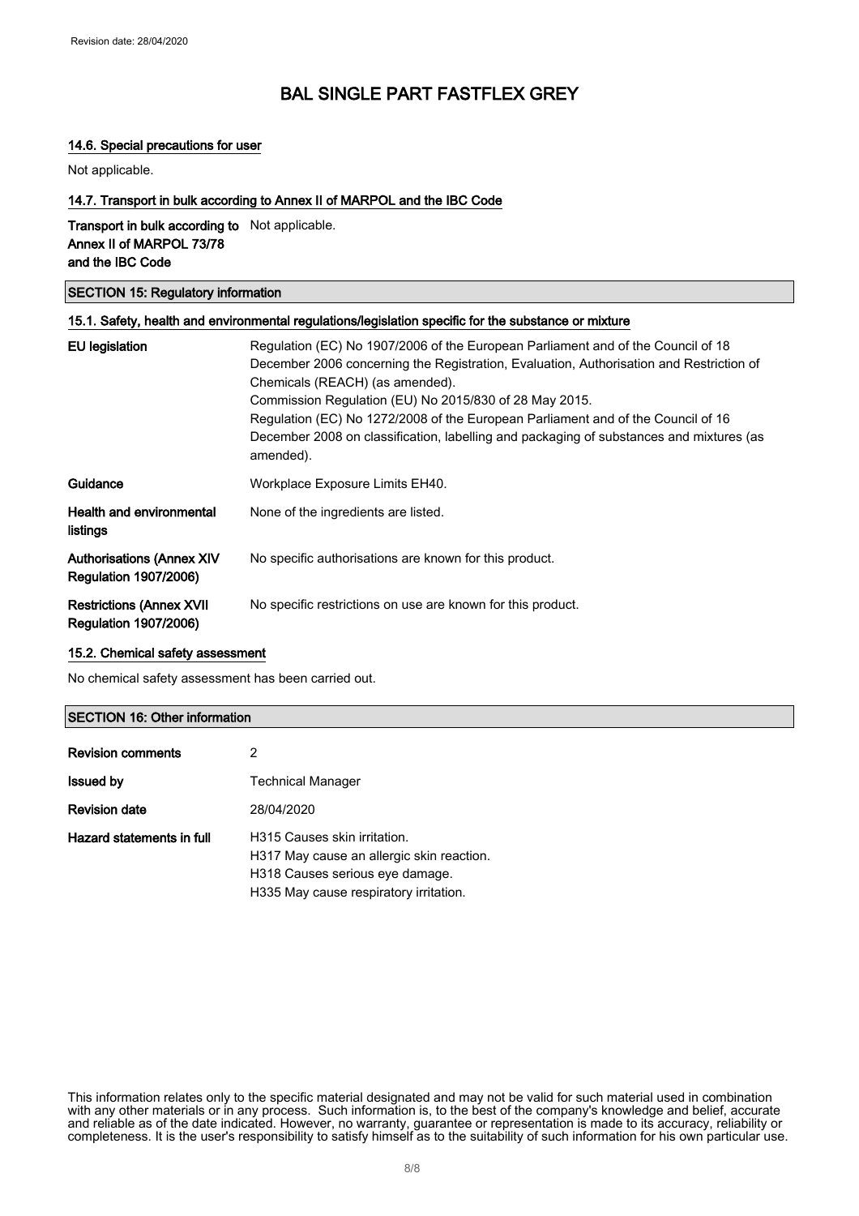# BAL SINGLE PART FASTFLEX GREY

### 14.6. Special precautions for user

Not applicable.

### 14.7. Transport in bulk according to Annex II of MARPOL and the IBC Code

| | |
|---|---|
| **Transport in bulk according to Annex II of MARPOL 73/78 and the IBC Code** | Not applicable. |

## SECTION 15: Regulatory information

### 15.1. Safety, health and environmental regulations/legislation specific for the substance or mixture

| | |
|---|---|
| **EU legislation** | Regulation (EC) No 1907/2006 of the European Parliament and of the Council of 18 December 2006 concerning the Registration, Evaluation, Authorisation and Restriction of Chemicals (REACH) (as amended). Commission Regulation (EU) No 2015/830 of 28 May 2015. Regulation (EC) No 1272/2008 of the European Parliament and of the Council of 16 December 2008 on classification, labelling and packaging of substances and mixtures (as amended). |
| **Guidance** | Workplace Exposure Limits EH40. |
| **Health and environmental listings** | None of the ingredients are listed. |
| **Authorisations (Annex XIV Regulation 1907/2006)** | No specific authorisations are known for this product. |
| **Restrictions (Annex XVII Regulation 1907/2006)** | No specific restrictions on use are known for this product. |

### 15.2. Chemical safety assessment

No chemical safety assessment has been carried out.

## SECTION 16: Other information

| | |
|---|---|
| **Revision comments** | 2 |
| **Issued by** | Technical Manager |
| **Revision date** | 28/04/2020 |
| **Hazard statements in full** | H315 Causes skin irritation.<br>H317 May cause an allergic skin reaction.<br>H318 Causes serious eye damage.<br>H335 May cause respiratory irritation. |

This information relates only to the specific material designated and may not be valid for such material used in combination with any other materials or in any process. Such information is, to the best of the company's knowledge and belief, accurate and reliable as of the date indicated. However, no warranty, guarantee or representation is made to its accuracy, reliability or completeness. It is the user's responsibility to satisfy himself as to the suitability of such information for his own particular use.